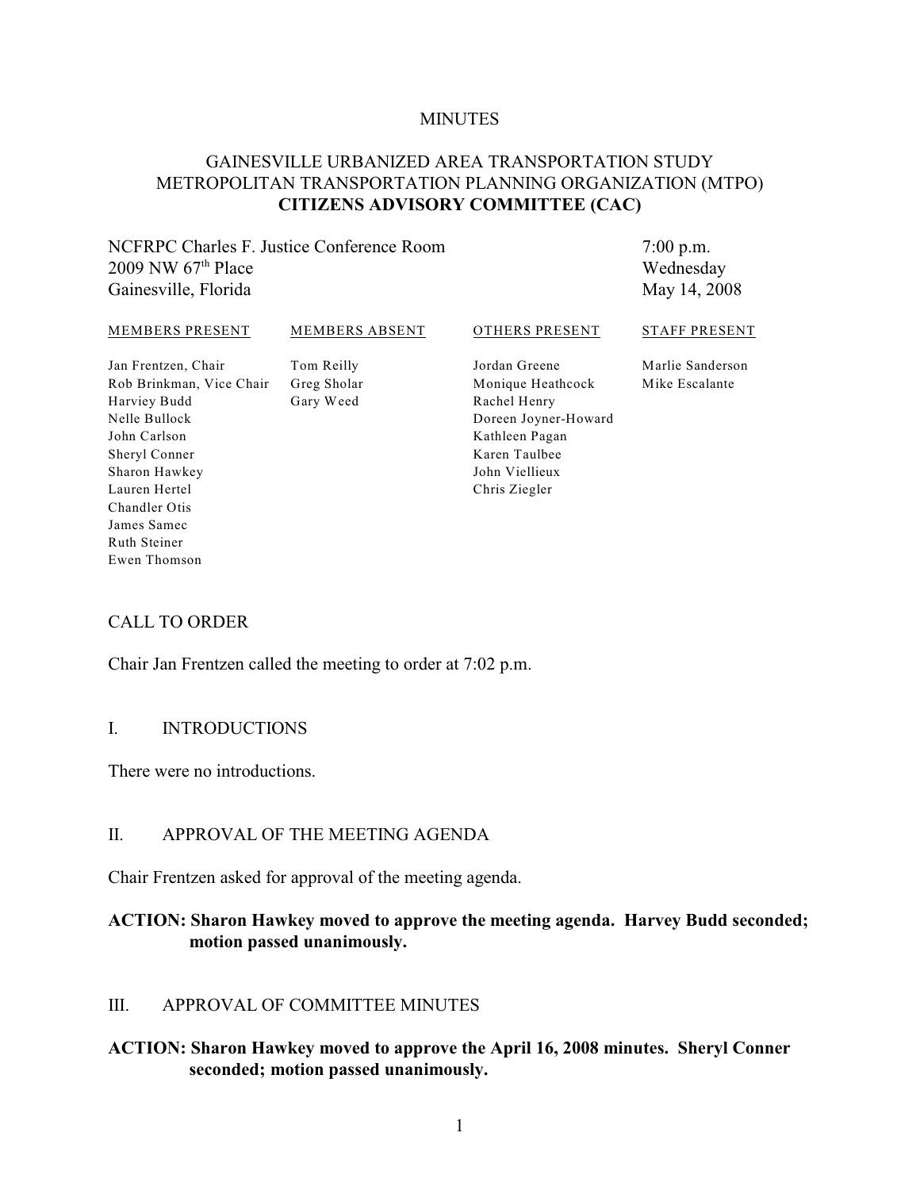MINUTES

# GAINESVILLE URBANIZED AREA TRANSPORTATION STUDY METROPOLITAN TRANSPORTATION PLANNING ORGANIZATION (MTPO) **CITIZENS ADVISORY COMMITTEE (CAC)**

NCFRPC Charles F. Justice Conference Room
2009 NW 67th Place
Gainesville, Florida

7:00 p.m.
Wednesday
May 14, 2008

| MEMBERS PRESENT | MEMBERS ABSENT | OTHERS PRESENT | STAFF PRESENT |
|---|---|---|---|
| Jan Frentzen, Chair | Tom Reilly | Jordan Greene | Marlie Sanderson |
| Rob Brinkman, Vice Chair | Greg Sholar | Monique Heathcock | Mike Escalante |
| Harviey Budd | Gary Weed | Rachel Henry | |
| Nelle Bullock | | Doreen Joyner-Howard | |
| John Carlson | | Kathleen Pagan | |
| Sheryl Conner | | Karen Taulbee | |
| Sharon Hawkey | | John Viellieux | |
| Lauren Hertel | | Chris Ziegler | |
| Chandler Otis | | | |
| James Samec | | | |
| Ruth Steiner | | | |
| Ewen Thomson | | | |

## CALL TO ORDER

Chair Jan Frentzen called the meeting to order at 7:02 p.m.

## I. INTRODUCTIONS

There were no introductions.

## II. APPROVAL OF THE MEETING AGENDA

Chair Frentzen asked for approval of the meeting agenda.

**ACTION: Sharon Hawkey moved to approve the meeting agenda. Harvey Budd seconded; motion passed unanimously.**

## III. APPROVAL OF COMMITTEE MINUTES

**ACTION: Sharon Hawkey moved to approve the April 16, 2008 minutes. Sheryl Conner seconded; motion passed unanimously.**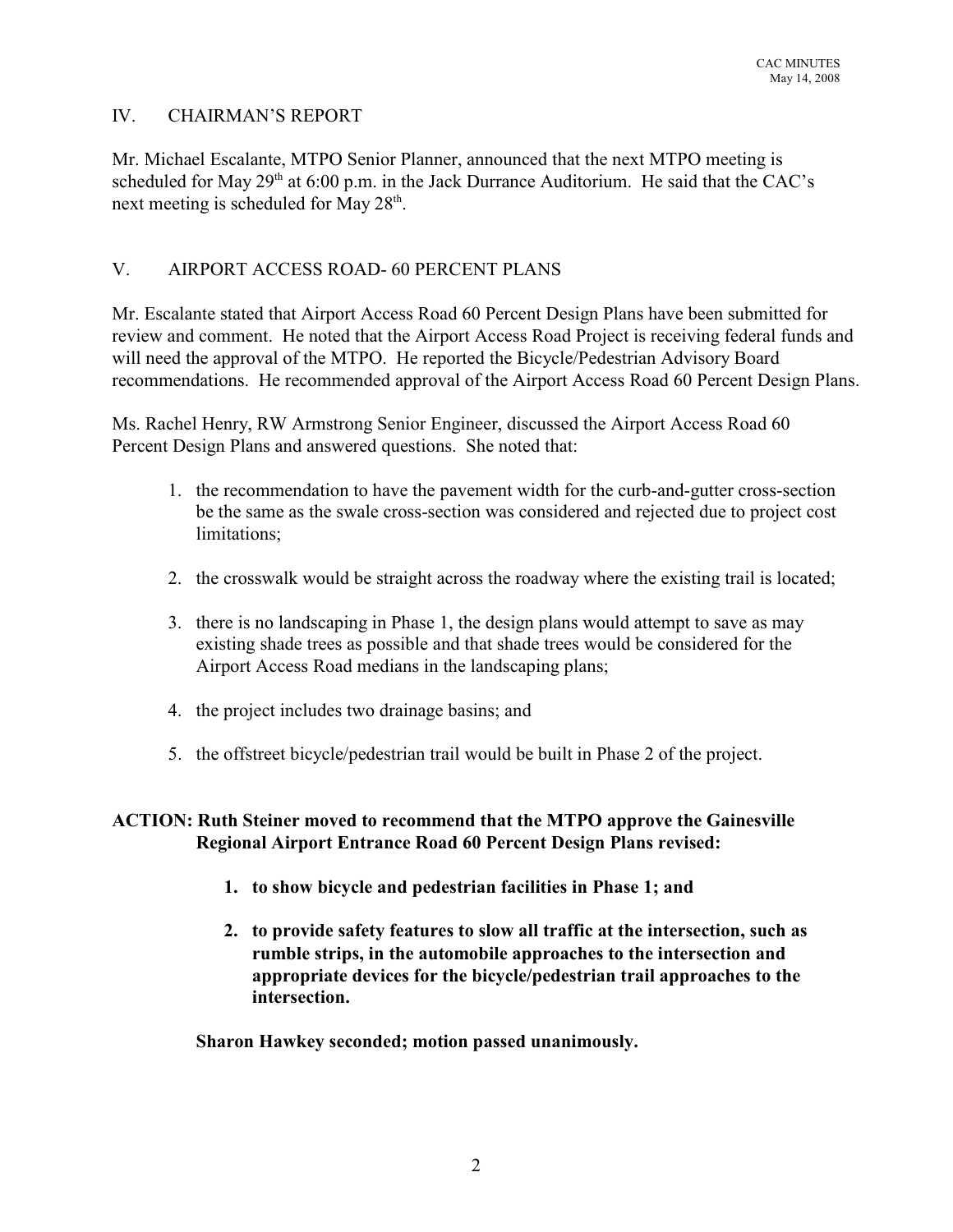## IV. CHAIRMAN'S REPORT

Mr. Michael Escalante, MTPO Senior Planner, announced that the next MTPO meeting is scheduled for May 29th at 6:00 p.m. in the Jack Durrance Auditorium. He said that the CAC's next meeting is scheduled for May 28th.

## V. AIRPORT ACCESS ROAD- 60 PERCENT PLANS

Mr. Escalante stated that Airport Access Road 60 Percent Design Plans have been submitted for review and comment. He noted that the Airport Access Road Project is receiving federal funds and will need the approval of the MTPO. He reported the Bicycle/Pedestrian Advisory Board recommendations. He recommended approval of the Airport Access Road 60 Percent Design Plans.

Ms. Rachel Henry, RW Armstrong Senior Engineer, discussed the Airport Access Road 60 Percent Design Plans and answered questions. She noted that:

1. the recommendation to have the pavement width for the curb-and-gutter cross-section be the same as the swale cross-section was considered and rejected due to project cost limitations;
2. the crosswalk would be straight across the roadway where the existing trail is located;
3. there is no landscaping in Phase 1, the design plans would attempt to save as may existing shade trees as possible and that shade trees would be considered for the Airport Access Road medians in the landscaping plans;
4. the project includes two drainage basins; and
5. the offstreet bicycle/pedestrian trail would be built in Phase 2 of the project.

**ACTION: Ruth Steiner moved to recommend that the MTPO approve the Gainesville Regional Airport Entrance Road 60 Percent Design Plans revised:**

1. **to show bicycle and pedestrian facilities in Phase 1; and**
2. **to provide safety features to slow all traffic at the intersection, such as rumble strips, in the automobile approaches to the intersection and appropriate devices for the bicycle/pedestrian trail approaches to the intersection.**

**Sharon Hawkey seconded; motion passed unanimously.**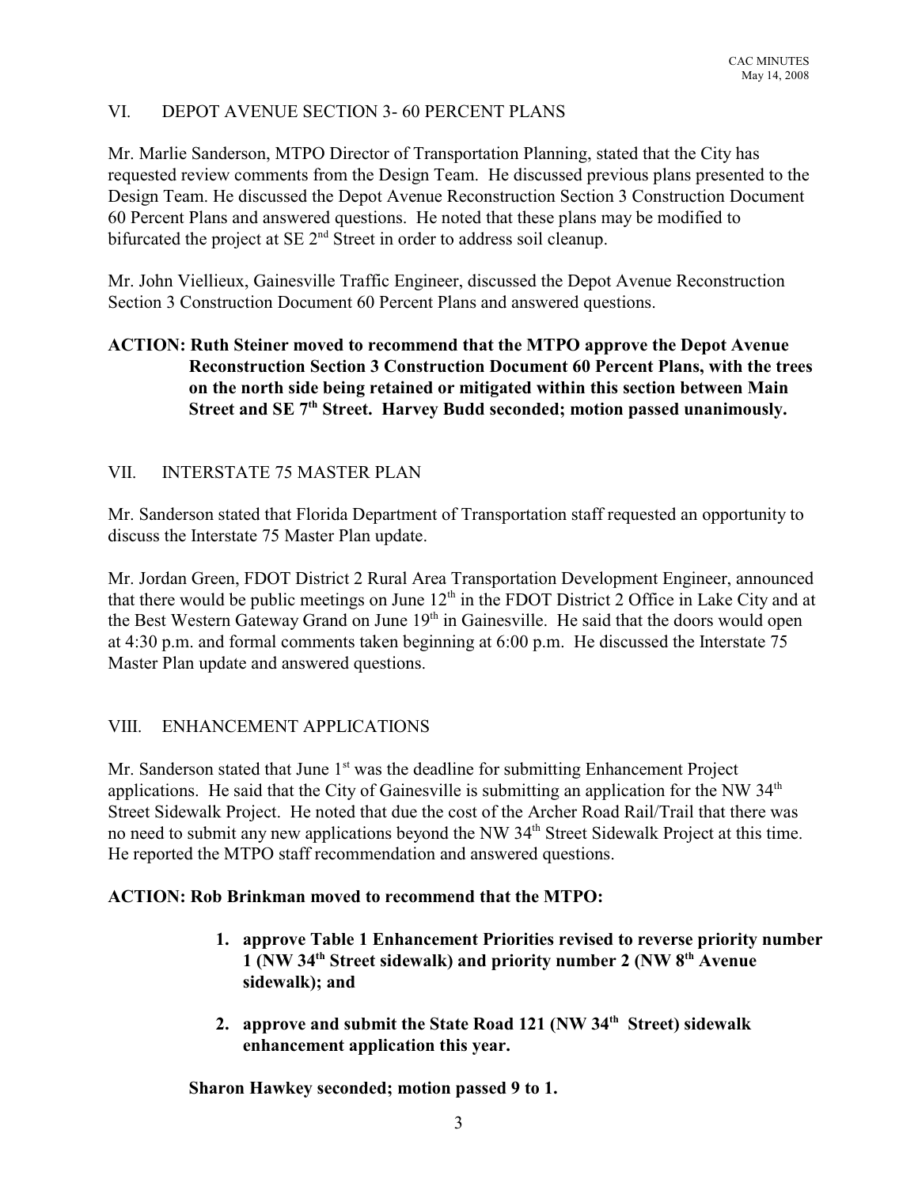## VI. DEPOT AVENUE SECTION 3- 60 PERCENT PLANS

Mr. Marlie Sanderson, MTPO Director of Transportation Planning, stated that the City has requested review comments from the Design Team. He discussed previous plans presented to the Design Team. He discussed the Depot Avenue Reconstruction Section 3 Construction Document 60 Percent Plans and answered questions. He noted that these plans may be modified to bifurcated the project at SE 2nd Street in order to address soil cleanup.

Mr. John Viellieux, Gainesville Traffic Engineer, discussed the Depot Avenue Reconstruction Section 3 Construction Document 60 Percent Plans and answered questions.

**ACTION: Ruth Steiner moved to recommend that the MTPO approve the Depot Avenue Reconstruction Section 3 Construction Document 60 Percent Plans, with the trees on the north side being retained or mitigated within this section between Main Street and SE 7th Street. Harvey Budd seconded; motion passed unanimously.**

## VII. INTERSTATE 75 MASTER PLAN

Mr. Sanderson stated that Florida Department of Transportation staff requested an opportunity to discuss the Interstate 75 Master Plan update.

Mr. Jordan Green, FDOT District 2 Rural Area Transportation Development Engineer, announced that there would be public meetings on June 12th in the FDOT District 2 Office in Lake City and at the Best Western Gateway Grand on June 19th in Gainesville. He said that the doors would open at 4:30 p.m. and formal comments taken beginning at 6:00 p.m. He discussed the Interstate 75 Master Plan update and answered questions.

## VIII. ENHANCEMENT APPLICATIONS

Mr. Sanderson stated that June 1st was the deadline for submitting Enhancement Project applications. He said that the City of Gainesville is submitting an application for the NW 34th Street Sidewalk Project. He noted that due the cost of the Archer Road Rail/Trail that there was no need to submit any new applications beyond the NW 34th Street Sidewalk Project at this time. He reported the MTPO staff recommendation and answered questions.

**ACTION: Rob Brinkman moved to recommend that the MTPO:**

1. **approve Table 1 Enhancement Priorities revised to reverse priority number 1 (NW 34th Street sidewalk) and priority number 2 (NW 8th Avenue sidewalk); and**
2. **approve and submit the State Road 121 (NW 34th Street) sidewalk enhancement application this year.**

**Sharon Hawkey seconded; motion passed 9 to 1.**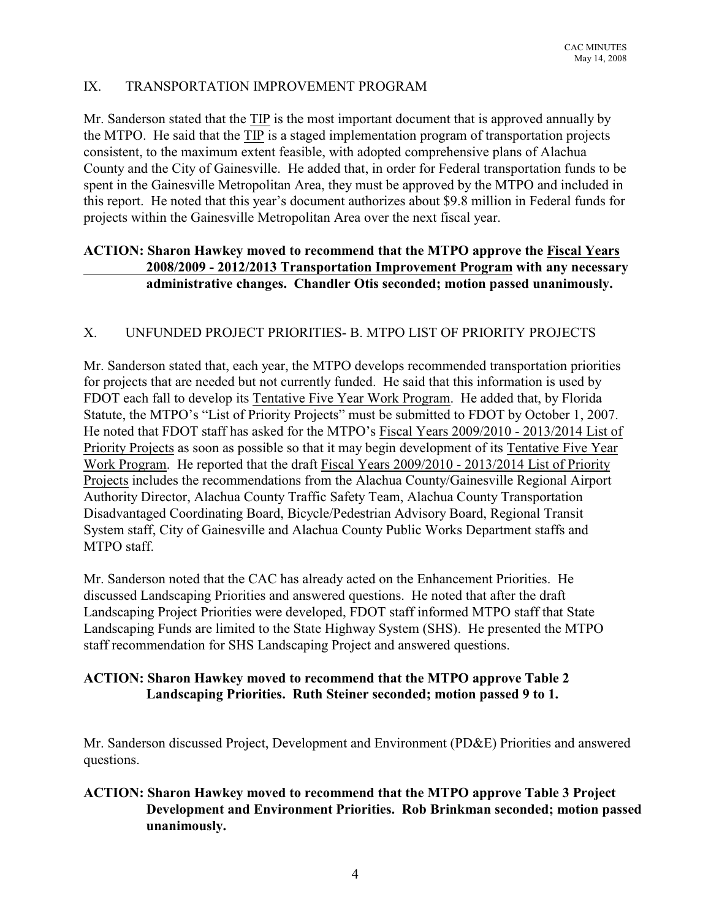## IX. TRANSPORTATION IMPROVEMENT PROGRAM

Mr. Sanderson stated that the TIP is the most important document that is approved annually by the MTPO. He said that the TIP is a staged implementation program of transportation projects consistent, to the maximum extent feasible, with adopted comprehensive plans of Alachua County and the City of Gainesville. He added that, in order for Federal transportation funds to be spent in the Gainesville Metropolitan Area, they must be approved by the MTPO and included in this report. He noted that this year's document authorizes about $9.8 million in Federal funds for projects within the Gainesville Metropolitan Area over the next fiscal year.

**ACTION: Sharon Hawkey moved to recommend that the MTPO approve the Fiscal Years 2008/2009 - 2012/2013 Transportation Improvement Program with any necessary administrative changes. Chandler Otis seconded; motion passed unanimously.**

## X. UNFUNDED PROJECT PRIORITIES- B. MTPO LIST OF PRIORITY PROJECTS

Mr. Sanderson stated that, each year, the MTPO develops recommended transportation priorities for projects that are needed but not currently funded. He said that this information is used by FDOT each fall to develop its Tentative Five Year Work Program. He added that, by Florida Statute, the MTPO's "List of Priority Projects" must be submitted to FDOT by October 1, 2007. He noted that FDOT staff has asked for the MTPO's Fiscal Years 2009/2010 - 2013/2014 List of Priority Projects as soon as possible so that it may begin development of its Tentative Five Year Work Program. He reported that the draft Fiscal Years 2009/2010 - 2013/2014 List of Priority Projects includes the recommendations from the Alachua County/Gainesville Regional Airport Authority Director, Alachua County Traffic Safety Team, Alachua County Transportation Disadvantaged Coordinating Board, Bicycle/Pedestrian Advisory Board, Regional Transit System staff, City of Gainesville and Alachua County Public Works Department staffs and MTPO staff.

Mr. Sanderson noted that the CAC has already acted on the Enhancement Priorities. He discussed Landscaping Priorities and answered questions. He noted that after the draft Landscaping Project Priorities were developed, FDOT staff informed MTPO staff that State Landscaping Funds are limited to the State Highway System (SHS). He presented the MTPO staff recommendation for SHS Landscaping Project and answered questions.

**ACTION: Sharon Hawkey moved to recommend that the MTPO approve Table 2 Landscaping Priorities. Ruth Steiner seconded; motion passed 9 to 1.**

Mr. Sanderson discussed Project, Development and Environment (PD&E) Priorities and answered questions.

**ACTION: Sharon Hawkey moved to recommend that the MTPO approve Table 3 Project Development and Environment Priorities. Rob Brinkman seconded; motion passed unanimously.**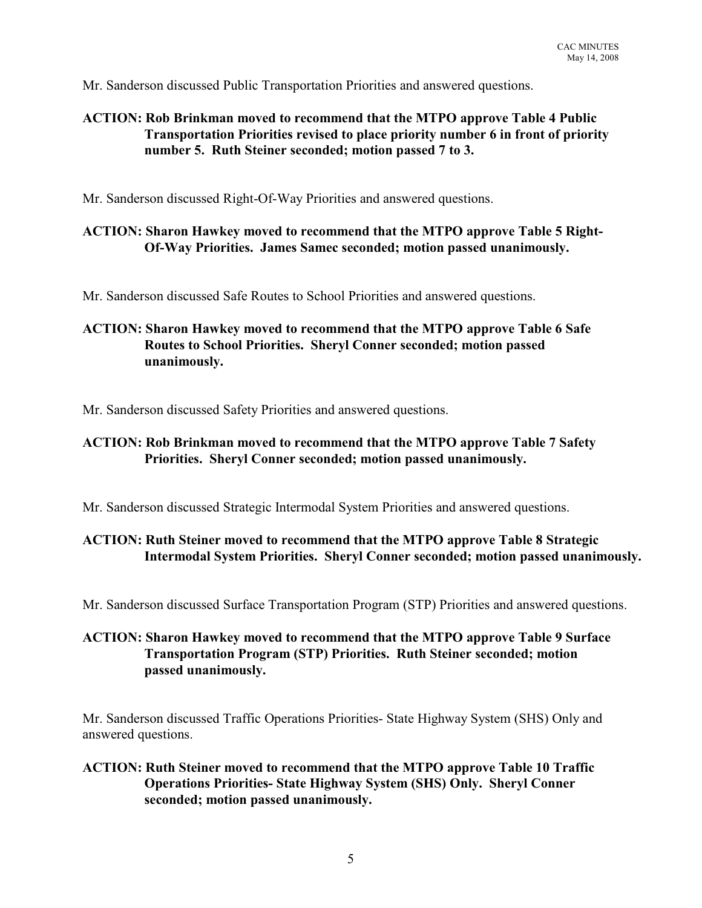Mr. Sanderson discussed Public Transportation Priorities and answered questions.

**ACTION: Rob Brinkman moved to recommend that the MTPO approve Table 4 Public Transportation Priorities revised to place priority number 6 in front of priority number 5. Ruth Steiner seconded; motion passed 7 to 3.**

Mr. Sanderson discussed Right-Of-Way Priorities and answered questions.

**ACTION: Sharon Hawkey moved to recommend that the MTPO approve Table 5 Right-Of-Way Priorities. James Samec seconded; motion passed unanimously.**

Mr. Sanderson discussed Safe Routes to School Priorities and answered questions.

**ACTION: Sharon Hawkey moved to recommend that the MTPO approve Table 6 Safe Routes to School Priorities. Sheryl Conner seconded; motion passed unanimously.**

Mr. Sanderson discussed Safety Priorities and answered questions.

**ACTION: Rob Brinkman moved to recommend that the MTPO approve Table 7 Safety Priorities. Sheryl Conner seconded; motion passed unanimously.**

Mr. Sanderson discussed Strategic Intermodal System Priorities and answered questions.

**ACTION: Ruth Steiner moved to recommend that the MTPO approve Table 8 Strategic Intermodal System Priorities. Sheryl Conner seconded; motion passed unanimously.**

Mr. Sanderson discussed Surface Transportation Program (STP) Priorities and answered questions.

**ACTION: Sharon Hawkey moved to recommend that the MTPO approve Table 9 Surface Transportation Program (STP) Priorities. Ruth Steiner seconded; motion passed unanimously.**

Mr. Sanderson discussed Traffic Operations Priorities- State Highway System (SHS) Only and answered questions.

**ACTION: Ruth Steiner moved to recommend that the MTPO approve Table 10 Traffic Operations Priorities- State Highway System (SHS) Only. Sheryl Conner seconded; motion passed unanimously.**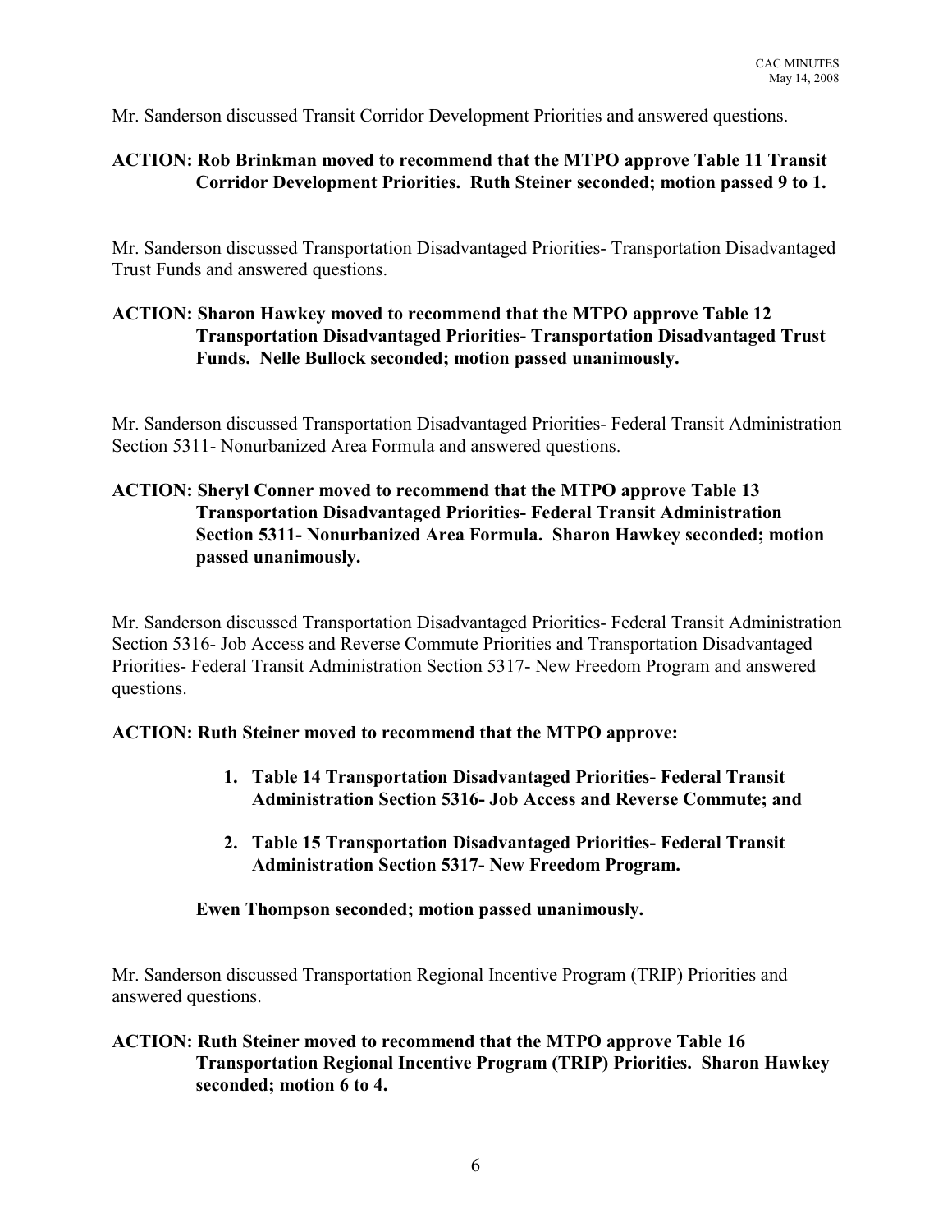Mr. Sanderson discussed Transit Corridor Development Priorities and answered questions.

**ACTION: Rob Brinkman moved to recommend that the MTPO approve Table 11 Transit Corridor Development Priorities. Ruth Steiner seconded; motion passed 9 to 1.**

Mr. Sanderson discussed Transportation Disadvantaged Priorities- Transportation Disadvantaged Trust Funds and answered questions.

**ACTION: Sharon Hawkey moved to recommend that the MTPO approve Table 12 Transportation Disadvantaged Priorities- Transportation Disadvantaged Trust Funds. Nelle Bullock seconded; motion passed unanimously.**

Mr. Sanderson discussed Transportation Disadvantaged Priorities- Federal Transit Administration Section 5311- Nonurbanized Area Formula and answered questions.

**ACTION: Sheryl Conner moved to recommend that the MTPO approve Table 13 Transportation Disadvantaged Priorities- Federal Transit Administration Section 5311- Nonurbanized Area Formula. Sharon Hawkey seconded; motion passed unanimously.**

Mr. Sanderson discussed Transportation Disadvantaged Priorities- Federal Transit Administration Section 5316- Job Access and Reverse Commute Priorities and Transportation Disadvantaged Priorities- Federal Transit Administration Section 5317- New Freedom Program and answered questions.

**ACTION: Ruth Steiner moved to recommend that the MTPO approve:**

1. **Table 14 Transportation Disadvantaged Priorities- Federal Transit Administration Section 5316- Job Access and Reverse Commute; and**
2. **Table 15 Transportation Disadvantaged Priorities- Federal Transit Administration Section 5317- New Freedom Program.**

**Ewen Thompson seconded; motion passed unanimously.**

Mr. Sanderson discussed Transportation Regional Incentive Program (TRIP) Priorities and answered questions.

**ACTION: Ruth Steiner moved to recommend that the MTPO approve Table 16 Transportation Regional Incentive Program (TRIP) Priorities. Sharon Hawkey seconded; motion 6 to 4.**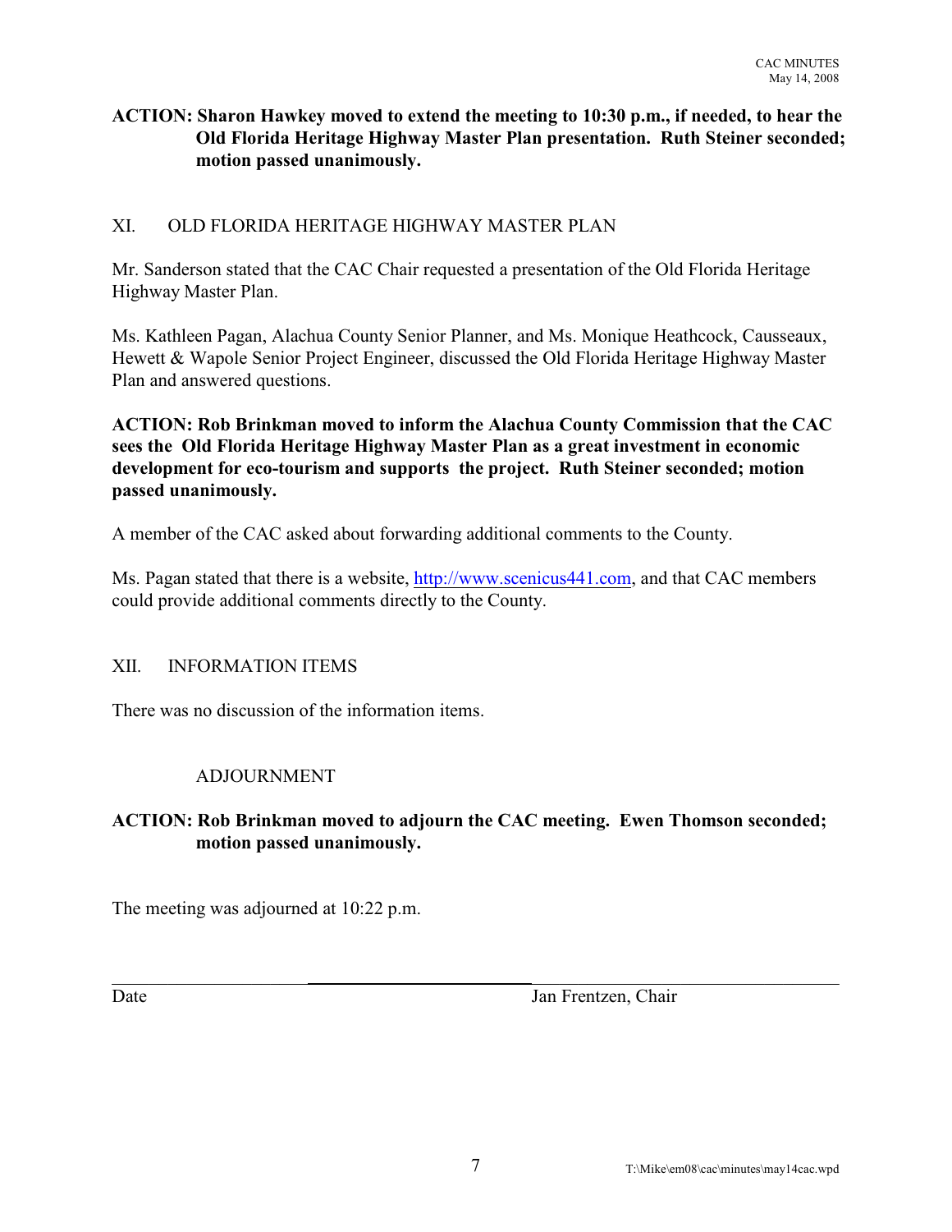**ACTION: Sharon Hawkey moved to extend the meeting to 10:30 p.m., if needed, to hear the Old Florida Heritage Highway Master Plan presentation. Ruth Steiner seconded; motion passed unanimously.**

## XI. OLD FLORIDA HERITAGE HIGHWAY MASTER PLAN

Mr. Sanderson stated that the CAC Chair requested a presentation of the Old Florida Heritage Highway Master Plan.

Ms. Kathleen Pagan, Alachua County Senior Planner, and Ms. Monique Heathcock, Causseaux, Hewett & Wapole Senior Project Engineer, discussed the Old Florida Heritage Highway Master Plan and answered questions.

**ACTION: Rob Brinkman moved to inform the Alachua County Commission that the CAC sees the Old Florida Heritage Highway Master Plan as a great investment in economic development for eco-tourism and supports the project. Ruth Steiner seconded; motion passed unanimously.**

A member of the CAC asked about forwarding additional comments to the County.

Ms. Pagan stated that there is a website, http://www.scenicus441.com, and that CAC members could provide additional comments directly to the County.

## XII. INFORMATION ITEMS

There was no discussion of the information items.

## ADJOURNMENT

**ACTION: Rob Brinkman moved to adjourn the CAC meeting. Ewen Thomson seconded; motion passed unanimously.**

The meeting was adjourned at 10:22 p.m.

Date ______________________ Jan Frentzen, Chair

T:\Mike\em08\cac\minutes\may14cac.wpd